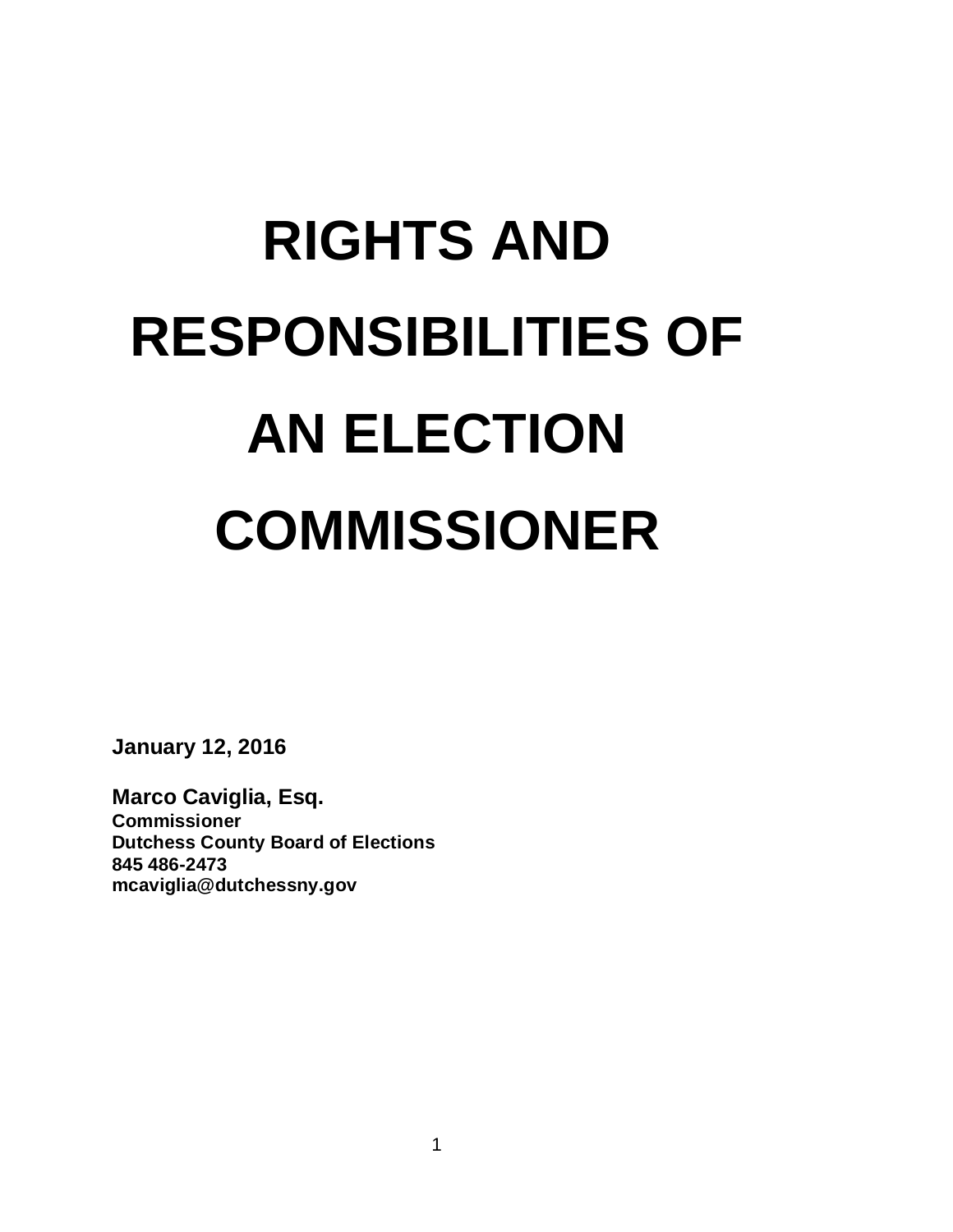# RIGHTS AND RESPONSIBILITIES OF AN ELECTION COMMISSIONER

**January 12, 2016**

**Marco Caviglia, Esq.**
**Commissioner**
**Dutchess County Board of Elections**
**845 486-2473**
**mcaviglia@dutchessny.gov**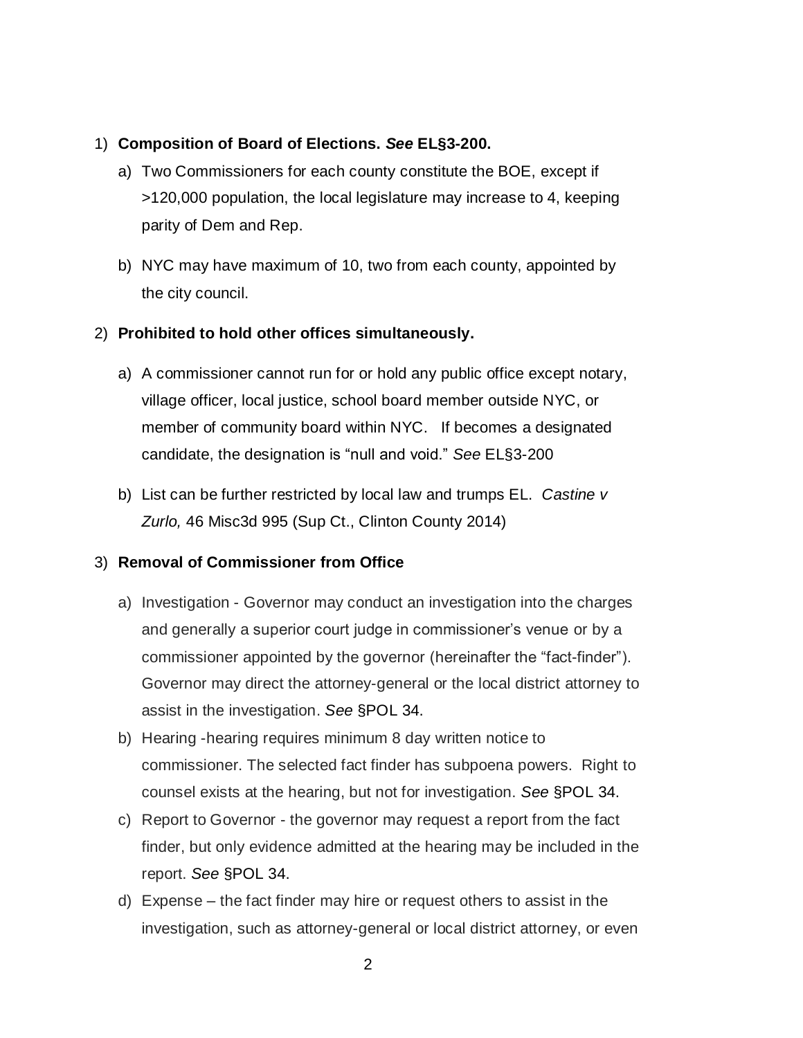1) **Composition of Board of Elections.** ***See*** **EL§3-200.**
   a) Two Commissioners for each county constitute the BOE, except if >120,000 population, the local legislature may increase to 4, keeping parity of Dem and Rep.

   b) NYC may have maximum of 10, two from each county, appointed by the city council.

2) **Prohibited to hold other offices simultaneously.**

   a) A commissioner cannot run for or hold any public office except notary, village officer, local justice, school board member outside NYC, or member of community board within NYC. If becomes a designated candidate, the designation is "null and void." *See* EL§3-200

   b) List can be further restricted by local law and trumps EL. *Castine v Zurlo,* 46 Misc3d 995 (Sup Ct., Clinton County 2014)

3) **Removal of Commissioner from Office**

   a) Investigation - Governor may conduct an investigation into the charges and generally a superior court judge in commissioner's venue or by a commissioner appointed by the governor (hereinafter the "fact-finder"). Governor may direct the attorney-general or the local district attorney to assist in the investigation. *See* §POL 34.
   b) Hearing -hearing requires minimum 8 day written notice to commissioner. The selected fact finder has subpoena powers. Right to counsel exists at the hearing, but not for investigation. *See* §POL 34.
   c) Report to Governor - the governor may request a report from the fact finder, but only evidence admitted at the hearing may be included in the report. *See* §POL 34.
   d) Expense – the fact finder may hire or request others to assist in the investigation, such as attorney-general or local district attorney, or even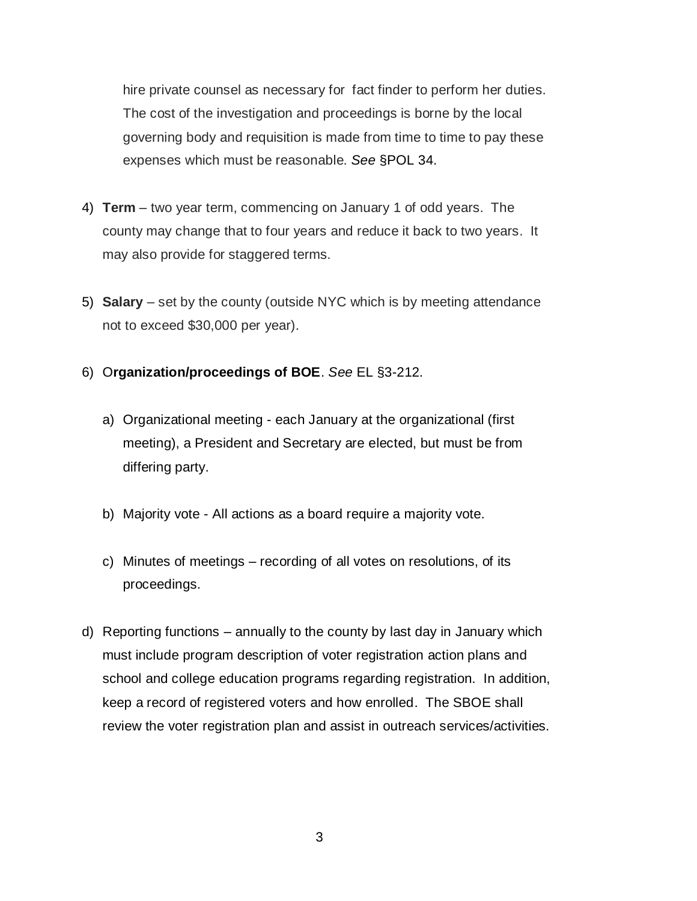hire private counsel as necessary for fact finder to perform her duties. The cost of the investigation and proceedings is borne by the local governing body and requisition is made from time to time to pay these expenses which must be reasonable. *See* §POL 34.

4) **Term** – two year term, commencing on January 1 of odd years. The county may change that to four years and reduce it back to two years. It may also provide for staggered terms.

5) **Salary** – set by the county (outside NYC which is by meeting attendance not to exceed $30,000 per year).

6) O**rganization/proceedings of BOE**. *See* EL §3-212.

   a) Organizational meeting - each January at the organizational (first meeting), a President and Secretary are elected, but must be from differing party.

   b) Majority vote - All actions as a board require a majority vote.

   c) Minutes of meetings – recording of all votes on resolutions, of its proceedings.

d) Reporting functions – annually to the county by last day in January which must include program description of voter registration action plans and school and college education programs regarding registration. In addition, keep a record of registered voters and how enrolled. The SBOE shall review the voter registration plan and assist in outreach services/activities.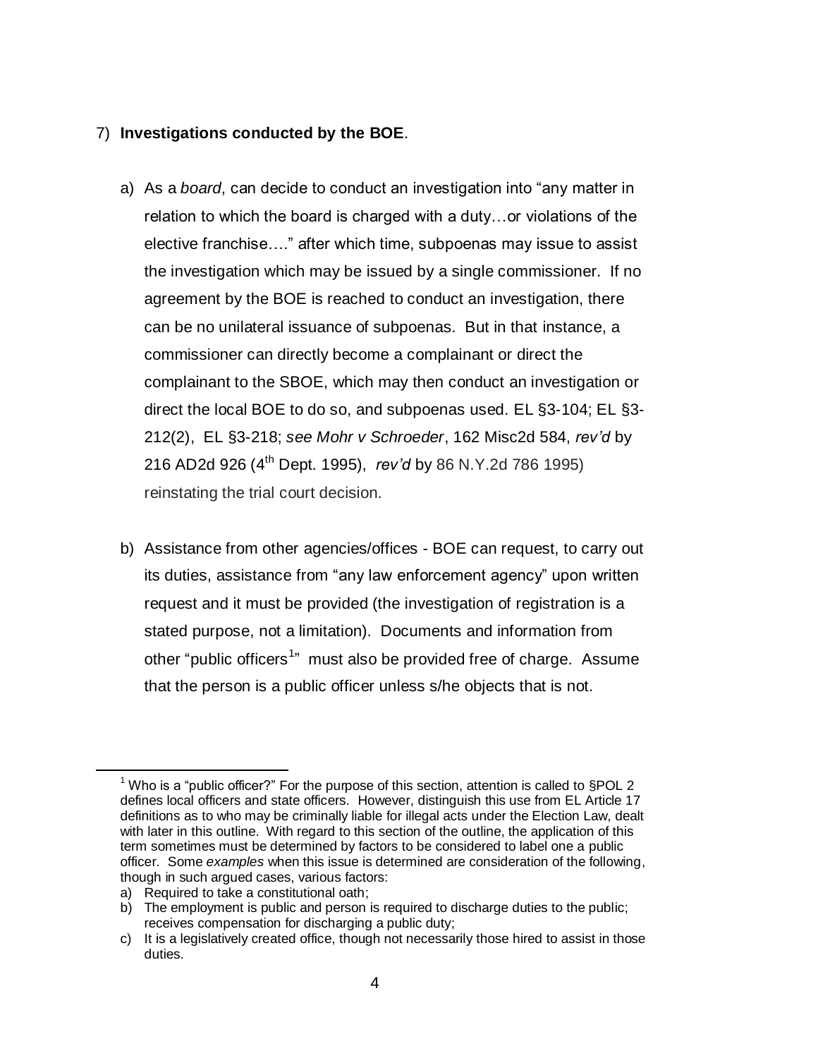7) **Investigations conducted by the BOE**.

   a) As a *board*, can decide to conduct an investigation into "any matter in relation to which the board is charged with a duty…or violations of the elective franchise…." after which time, subpoenas may issue to assist the investigation which may be issued by a single commissioner. If no agreement by the BOE is reached to conduct an investigation, there can be no unilateral issuance of subpoenas. But in that instance, a commissioner can directly become a complainant or direct the complainant to the SBOE, which may then conduct an investigation or direct the local BOE to do so, and subpoenas used. EL §3-104; EL §3-212(2), EL §3-218; *see Mohr v Schroeder*, 162 Misc2d 584, *rev'd* by 216 AD2d 926 (4th Dept. 1995), *rev'd* by 86 N.Y.2d 786 1995) reinstating the trial court decision.

   b) Assistance from other agencies/offices - BOE can request, to carry out its duties, assistance from "any law enforcement agency" upon written request and it must be provided (the investigation of registration is a stated purpose, not a limitation). Documents and information from other "public officers[1]" must also be provided free of charge. Assume that the person is a public officer unless s/he objects that is not.

---

[1] Who is a "public officer?" For the purpose of this section, attention is called to §POL 2 defines local officers and state officers. However, distinguish this use from EL Article 17 definitions as to who may be criminally liable for illegal acts under the Election Law, dealt with later in this outline. With regard to this section of the outline, the application of this term sometimes must be determined by factors to be considered to label one a public officer. Some *examples* when this issue is determined are consideration of the following, though in such argued cases, various factors:

a) Required to take a constitutional oath;
b) The employment is public and person is required to discharge duties to the public; receives compensation for discharging a public duty;
c) It is a legislatively created office, though not necessarily those hired to assist in those duties.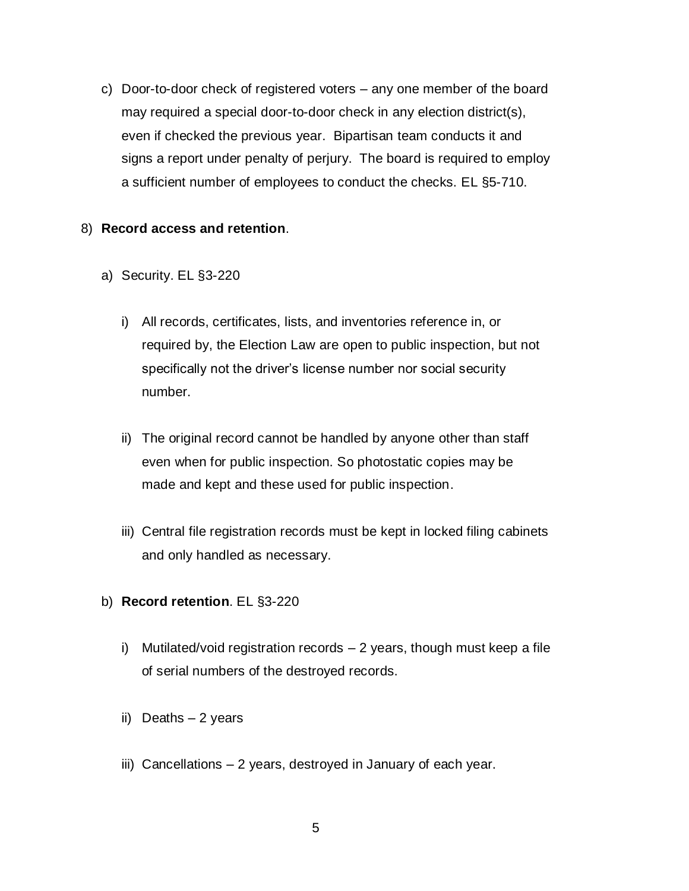c) Door-to-door check of registered voters – any one member of the board may required a special door-to-door check in any election district(s), even if checked the previous year. Bipartisan team conducts it and signs a report under penalty of perjury. The board is required to employ a sufficient number of employees to conduct the checks. EL §5-710.

8) **Record access and retention**.

a) Security. EL §3-220

i) All records, certificates, lists, and inventories reference in, or required by, the Election Law are open to public inspection, but not specifically not the driver's license number nor social security number.

ii) The original record cannot be handled by anyone other than staff even when for public inspection. So photostatic copies may be made and kept and these used for public inspection.

iii) Central file registration records must be kept in locked filing cabinets and only handled as necessary.

b) **Record retention**. EL §3-220

i) Mutilated/void registration records – 2 years, though must keep a file of serial numbers of the destroyed records.

ii) Deaths – 2 years

iii) Cancellations – 2 years, destroyed in January of each year.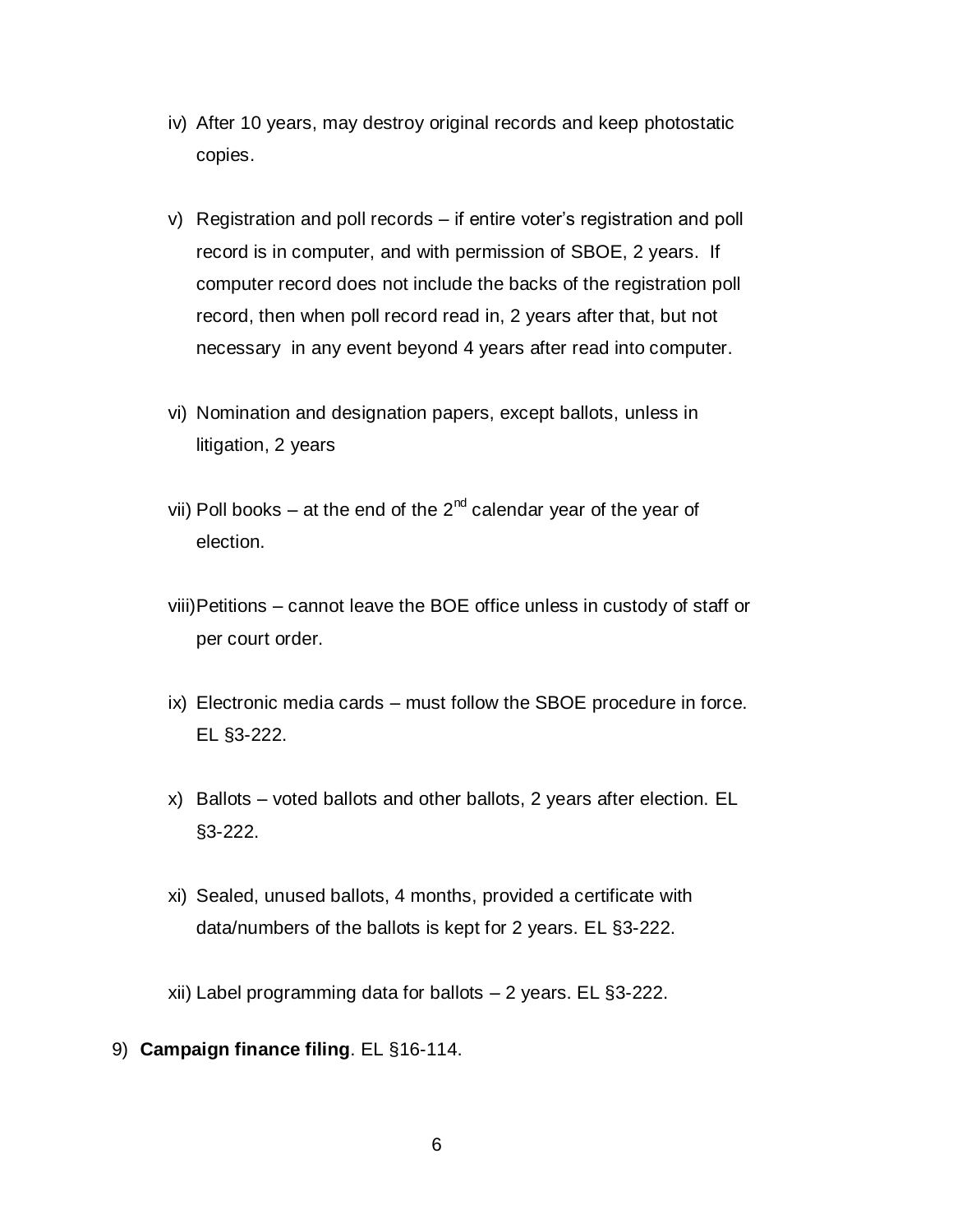iv) After 10 years, may destroy original records and keep photostatic copies.

v) Registration and poll records – if entire voter's registration and poll record is in computer, and with permission of SBOE, 2 years. If computer record does not include the backs of the registration poll record, then when poll record read in, 2 years after that, but not necessary in any event beyond 4 years after read into computer.

vi) Nomination and designation papers, except ballots, unless in litigation, 2 years

vii) Poll books – at the end of the 2nd calendar year of the year of election.

viii) Petitions – cannot leave the BOE office unless in custody of staff or per court order.

ix) Electronic media cards – must follow the SBOE procedure in force. EL §3-222.

x) Ballots – voted ballots and other ballots, 2 years after election. EL §3-222.

xi) Sealed, unused ballots, 4 months, provided a certificate with data/numbers of the ballots is kept for 2 years. EL §3-222.

xii) Label programming data for ballots – 2 years. EL §3-222.

9) **Campaign finance filing**. EL §16-114.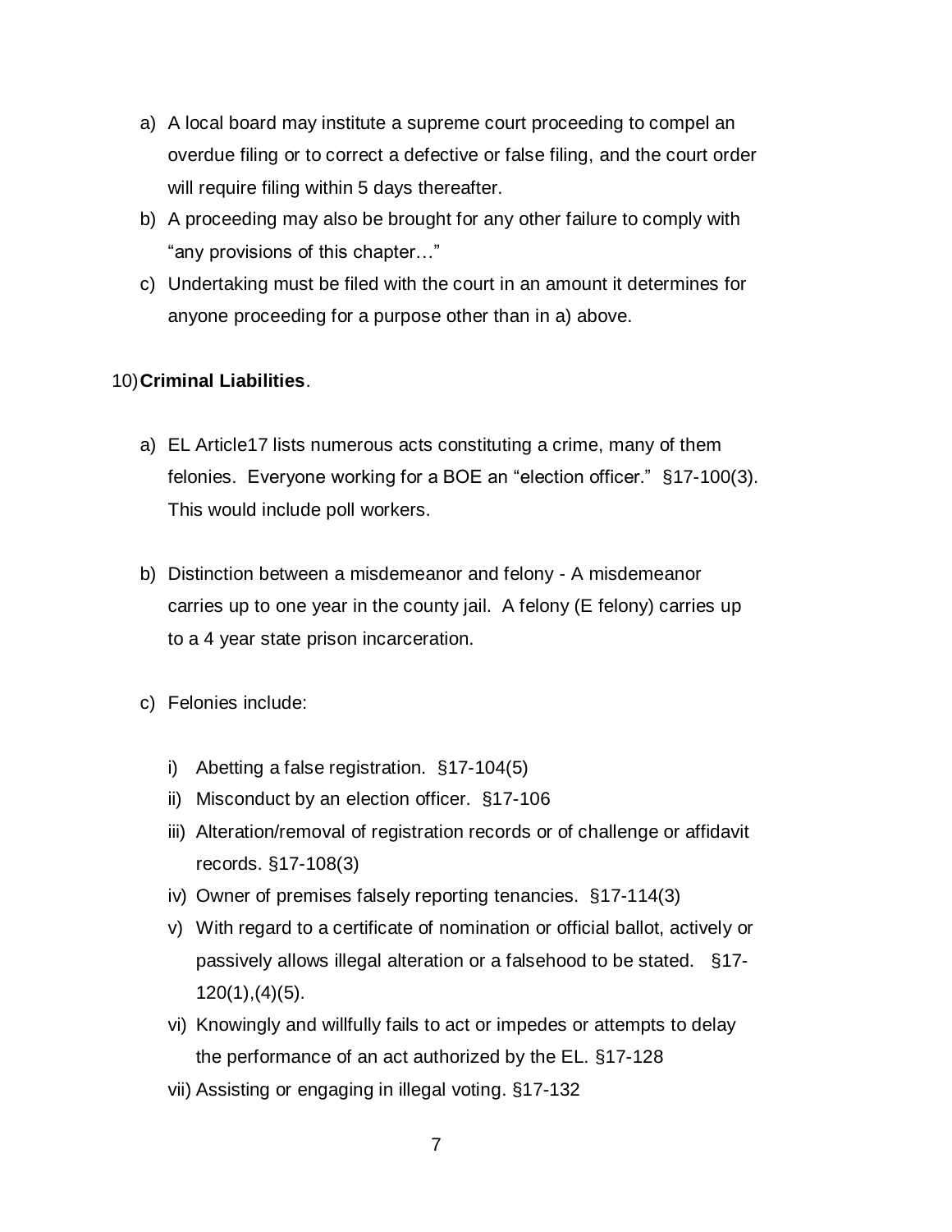a) A local board may institute a supreme court proceeding to compel an overdue filing or to correct a defective or false filing, and the court order will require filing within 5 days thereafter.
b) A proceeding may also be brought for any other failure to comply with "any provisions of this chapter…"
c) Undertaking must be filed with the court in an amount it determines for anyone proceeding for a purpose other than in a) above.

10) **Criminal Liabilities**.

a) EL Article17 lists numerous acts constituting a crime, many of them felonies. Everyone working for a BOE an "election officer." §17-100(3). This would include poll workers.

b) Distinction between a misdemeanor and felony - A misdemeanor carries up to one year in the county jail. A felony (E felony) carries up to a 4 year state prison incarceration.

c) Felonies include:

   i) Abetting a false registration. §17-104(5)
   ii) Misconduct by an election officer. §17-106
   iii) Alteration/removal of registration records or of challenge or affidavit records. §17-108(3)
   iv) Owner of premises falsely reporting tenancies. §17-114(3)
   v) With regard to a certificate of nomination or official ballot, actively or passively allows illegal alteration or a falsehood to be stated. §17-120(1),(4)(5).
   vi) Knowingly and willfully fails to act or impedes or attempts to delay the performance of an act authorized by the EL. §17-128
   vii) Assisting or engaging in illegal voting. §17-132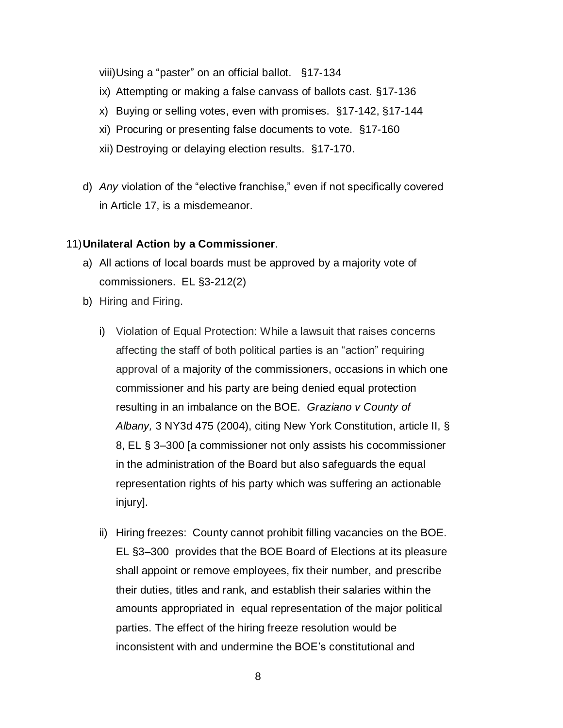viii) Using a "paster" on an official ballot. §17-134

ix) Attempting or making a false canvass of ballots cast. §17-136

x) Buying or selling votes, even with promises. §17-142, §17-144

xi) Procuring or presenting false documents to vote. §17-160

xii) Destroying or delaying election results. §17-170.

d) *Any* violation of the "elective franchise," even if not specifically covered in Article 17, is a misdemeanor.

11) **Unilateral Action by a Commissioner**.

a) All actions of local boards must be approved by a majority vote of commissioners. EL §3-212(2)

b) Hiring and Firing.

i) Violation of Equal Protection: While a lawsuit that raises concerns affecting the staff of both political parties is an "action" requiring approval of a majority of the commissioners, occasions in which one commissioner and his party are being denied equal protection resulting in an imbalance on the BOE. *Graziano v County of Albany,* 3 NY3d 475 (2004), citing New York Constitution, article II, § 8, EL § 3–300 [a commissioner not only assists his cocommissioner in the administration of the Board but also safeguards the equal representation rights of his party which was suffering an actionable injury].

ii) Hiring freezes: County cannot prohibit filling vacancies on the BOE. EL §3–300 provides that the BOE Board of Elections at its pleasure shall appoint or remove employees, fix their number, and prescribe their duties, titles and rank, and establish their salaries within the amounts appropriated in equal representation of the major political parties. The effect of the hiring freeze resolution would be inconsistent with and undermine the BOE's constitutional and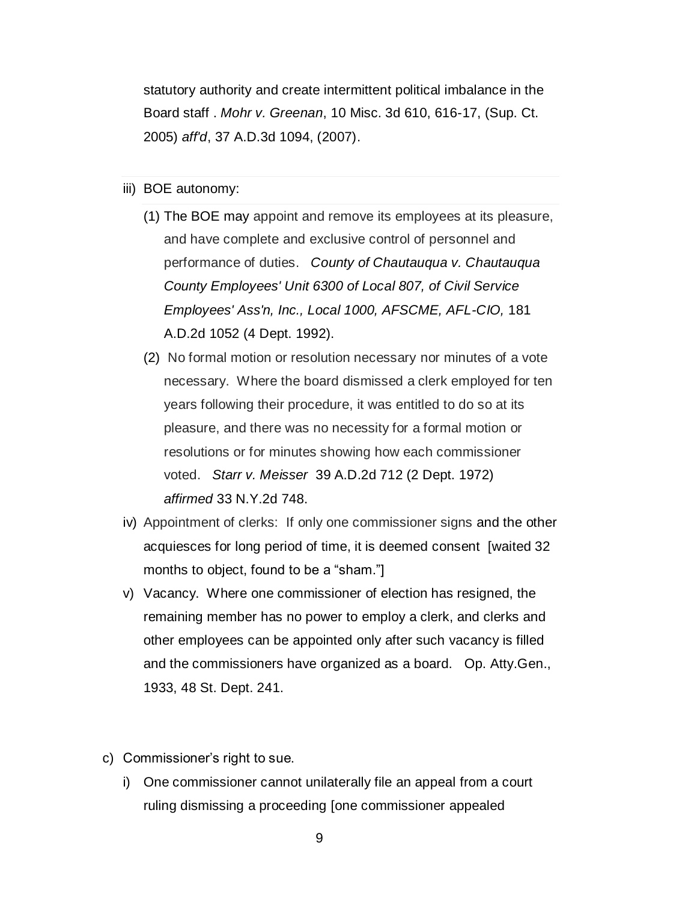statutory authority and create intermittent political imbalance in the Board staff . *Mohr v. Greenan*, 10 Misc. 3d 610, 616-17, (Sup. Ct. 2005) *aff'd*, 37 A.D.3d 1094, (2007).

iii) BOE autonomy:

(1) The BOE may appoint and remove its employees at its pleasure, and have complete and exclusive control of personnel and performance of duties. *County of Chautauqua v. Chautauqua County Employees' Unit 6300 of Local 807, of Civil Service Employees' Ass'n, Inc., Local 1000, AFSCME, AFL-CIO,* 181 A.D.2d 1052 (4 Dept. 1992).

(2) No formal motion or resolution necessary nor minutes of a vote necessary. Where the board dismissed a clerk employed for ten years following their procedure, it was entitled to do so at its pleasure, and there was no necessity for a formal motion or resolutions or for minutes showing how each commissioner voted. *Starr v. Meisser* 39 A.D.2d 712 (2 Dept. 1972) *affirmed* 33 N.Y.2d 748.

iv) Appointment of clerks: If only one commissioner signs and the other acquiesces for long period of time, it is deemed consent [waited 32 months to object, found to be a "sham."]

v) Vacancy. Where one commissioner of election has resigned, the remaining member has no power to employ a clerk, and clerks and other employees can be appointed only after such vacancy is filled and the commissioners have organized as a board. Op. Atty.Gen., 1933, 48 St. Dept. 241.

c) Commissioner's right to sue.

i) One commissioner cannot unilaterally file an appeal from a court ruling dismissing a proceeding [one commissioner appealed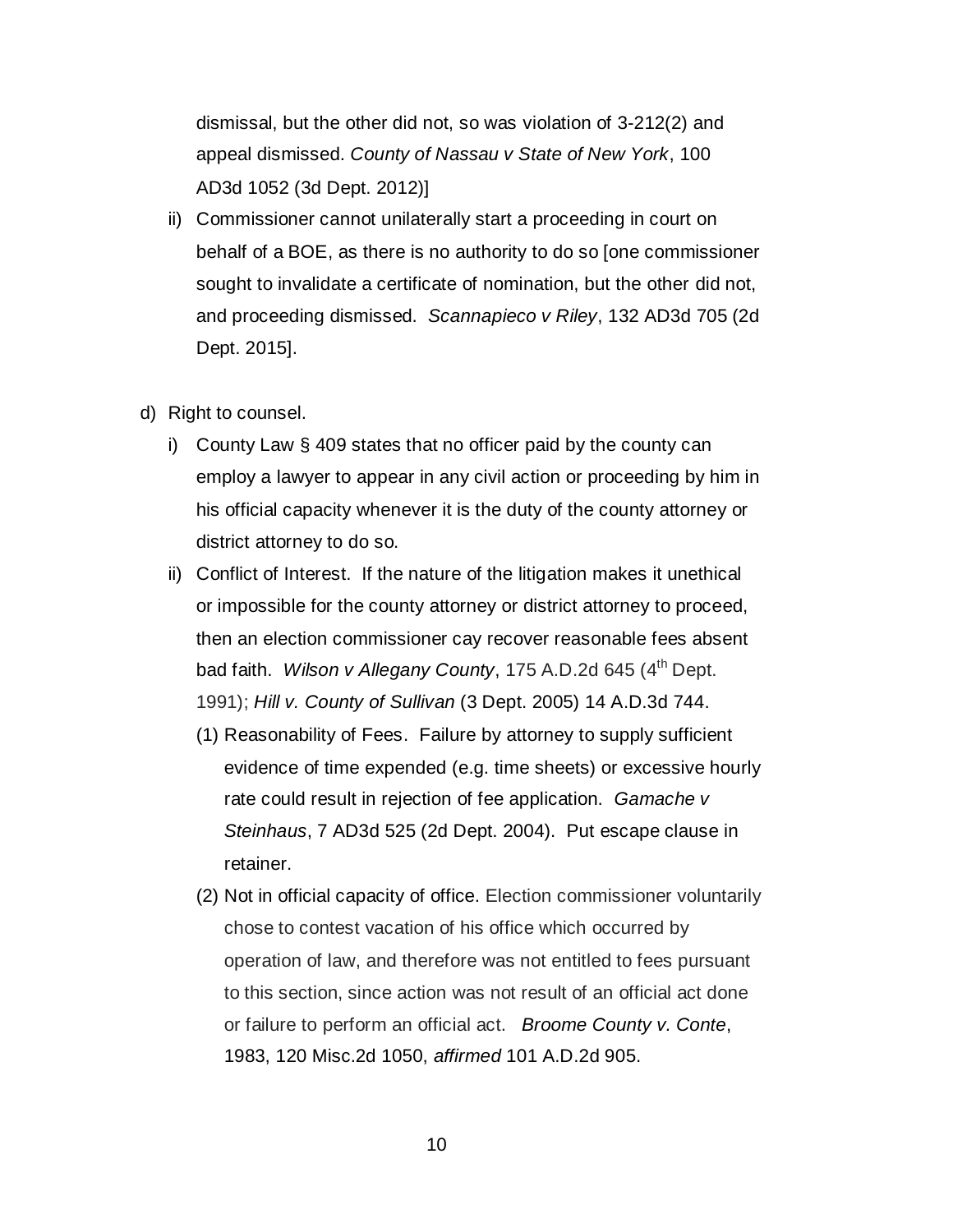dismissal, but the other did not, so was violation of 3-212(2) and appeal dismissed. *County of Nassau v State of New York*, 100 AD3d 1052 (3d Dept. 2012)]

ii) Commissioner cannot unilaterally start a proceeding in court on behalf of a BOE, as there is no authority to do so [one commissioner sought to invalidate a certificate of nomination, but the other did not, and proceeding dismissed. *Scannapieco v Riley*, 132 AD3d 705 (2d Dept. 2015].

d) Right to counsel.

i) County Law § 409 states that no officer paid by the county can employ a lawyer to appear in any civil action or proceeding by him in his official capacity whenever it is the duty of the county attorney or district attorney to do so.

ii) Conflict of Interest. If the nature of the litigation makes it unethical or impossible for the county attorney or district attorney to proceed, then an election commissioner cay recover reasonable fees absent bad faith. *Wilson v Allegany County*, 175 A.D.2d 645 (4th Dept. 1991); *Hill v. County of Sullivan* (3 Dept. 2005) 14 A.D.3d 744.

(1) Reasonability of Fees. Failure by attorney to supply sufficient evidence of time expended (e.g. time sheets) or excessive hourly rate could result in rejection of fee application. *Gamache v Steinhaus*, 7 AD3d 525 (2d Dept. 2004). Put escape clause in retainer.

(2) Not in official capacity of office. Election commissioner voluntarily chose to contest vacation of his office which occurred by operation of law, and therefore was not entitled to fees pursuant to this section, since action was not result of an official act done or failure to perform an official act. *Broome County v. Conte*, 1983, 120 Misc.2d 1050, *affirmed* 101 A.D.2d 905.